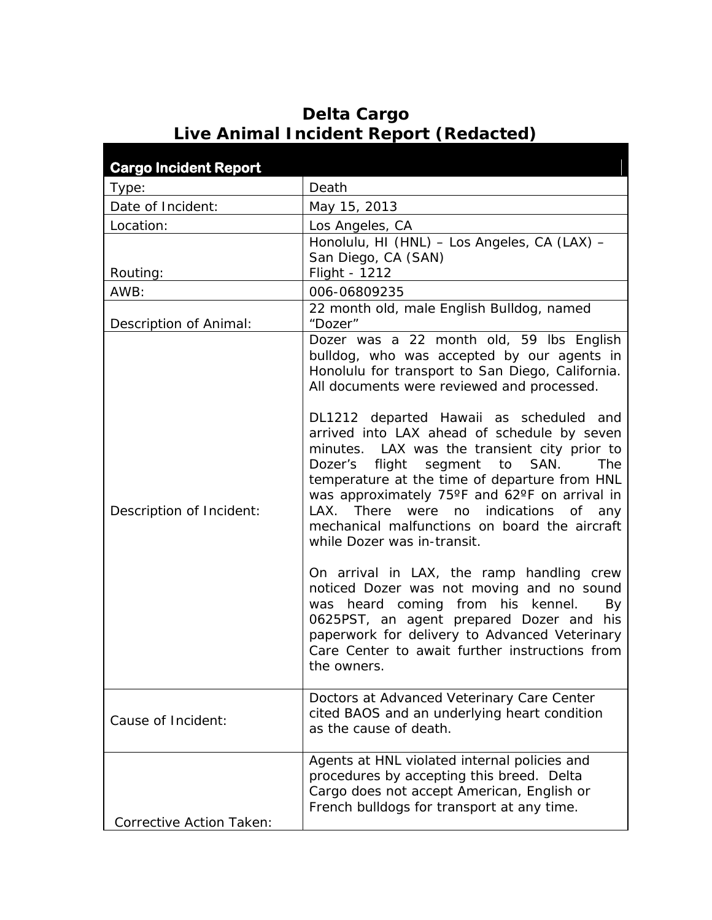# Delta Cargo
# Live Animal Incident Report (Redacted)

| **Cargo Incident Report** | |
|---|---|
| Type: | Death |
| Date of Incident: | May 15, 2013 |
| Location: | Los Angeles, CA |
| Routing: | Honolulu, HI (HNL) – Los Angeles, CA (LAX) – San Diego, CA (SAN)<br>Flight - 1212 |
| AWB: | 006-06809235 |
| Description of Animal: | 22 month old, male English Bulldog, named "Dozer" |
| Description of Incident: | Dozer was a 22 month old, 59 lbs English bulldog, who was accepted by our agents in Honolulu for transport to San Diego, California. All documents were reviewed and processed.<br><br>DL1212 departed Hawaii as scheduled and arrived into LAX ahead of schedule by seven minutes. LAX was the transient city prior to Dozer's flight segment to SAN. The temperature at the time of departure from HNL was approximately 75ºF and 62ºF on arrival in LAX. There were no indications of any mechanical malfunctions on board the aircraft while Dozer was in-transit.<br><br>On arrival in LAX, the ramp handling crew noticed Dozer was not moving and no sound was heard coming from his kennel. By 0625PST, an agent prepared Dozer and his paperwork for delivery to Advanced Veterinary Care Center to await further instructions from the owners. |
| Cause of Incident: | Doctors at Advanced Veterinary Care Center cited BAOS and an underlying heart condition as the cause of death. |
| Corrective Action Taken: | Agents at HNL violated internal policies and procedures by accepting this breed. Delta Cargo does not accept American, English or French bulldogs for transport at any time. |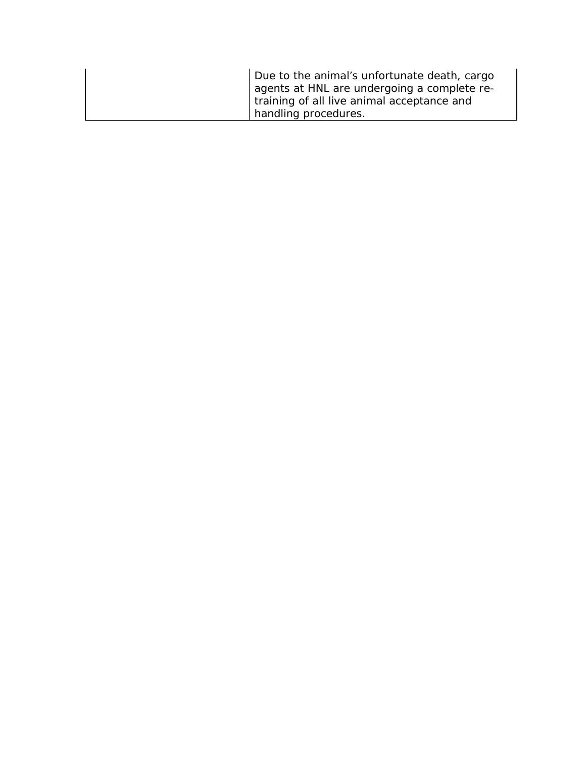| | |
|---|---|
| | Due to the animal's unfortunate death, cargo agents at HNL are undergoing a complete re-training of all live animal acceptance and handling procedures. |